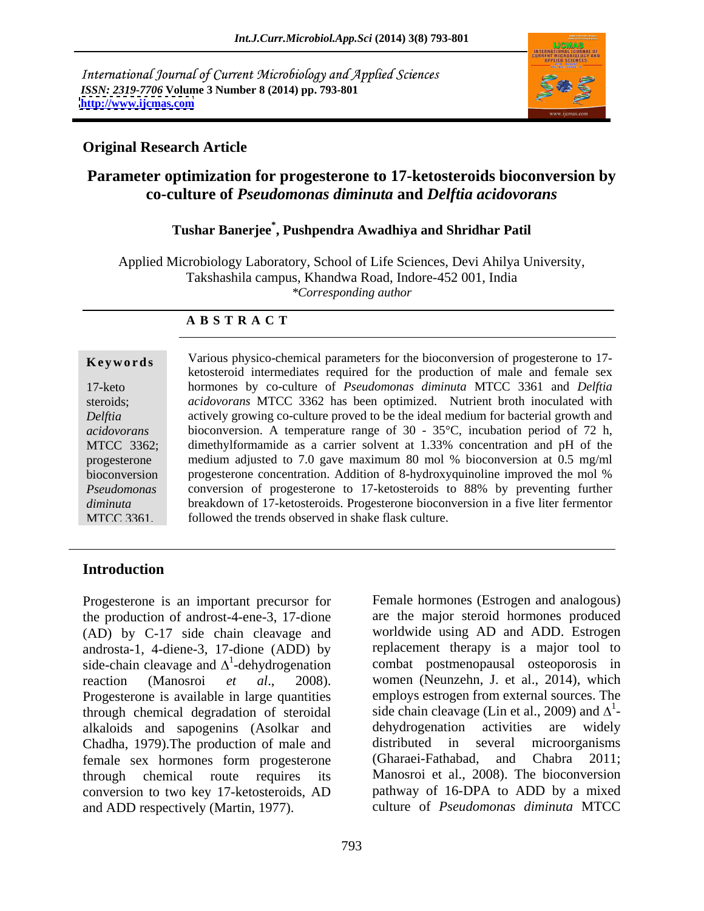International Journal of Current Microbiology and Applied Sciences
*ISSN: 2319-7706* **Volume 3 Number 8 (2014) pp. 793-801**
**http://www.ijcmas.com**

**Original Research Article**

# Parameter optimization for progesterone to 17-ketosteroids bioconversion by co-culture of *Pseudomonas diminuta* and *Delftia acidovorans*

**Tushar Banerjee*, Pushpendra Awadhiya and Shridhar Patil**

Applied Microbiology Laboratory, School of Life Sciences, Devi Ahilya University, Takshashila campus, Khandwa Road, Indore-452 001, India
*\*Corresponding author*

## A B S T R A C T

**Keywords**

17-keto steroids; *Delftia acidovorans* MTCC 3362; progesterone bioconversion *Pseudomonas diminuta* MTCC 3361.

Various physico-chemical parameters for the bioconversion of progesterone to 17-ketosteroid intermediates required for the production of male and female sex hormones by co-culture of *Pseudomonas diminuta* MTCC 3361 and *Delftia acidovorans* MTCC 3362 has been optimized. Nutrient broth inoculated with actively growing co-culture proved to be the ideal medium for bacterial growth and bioconversion. A temperature range of 30 - 35°C, incubation period of 72 h, dimethylformamide as a carrier solvent at 1.33% concentration and pH of the medium adjusted to 7.0 gave maximum 80 mol % bioconversion at 0.5 mg/ml progesterone concentration. Addition of 8-hydroxyquinoline improved the mol % conversion of progesterone to 17-ketosteroids to 88% by preventing further breakdown of 17-ketosteroids. Progesterone bioconversion in a five liter fermentor followed the trends observed in shake flask culture.

## Introduction

Progesterone is an important precursor for the production of androst-4-ene-3, 17-dione (AD) by C-17 side chain cleavage and androsta-1, 4-diene-3, 17-dione (ADD) by side-chain cleavage and $\Delta^1$-dehydrogenation reaction (Manosroi *et al*., 2008). Progesterone is available in large quantities through chemical degradation of steroidal alkaloids and sapogenins (Asolkar and Chadha, 1979).The production of male and female sex hormones form progesterone through chemical route requires its conversion to two key 17-ketosteroids, AD and ADD respectively (Martin, 1977).

Female hormones (Estrogen and analogous) are the major steroid hormones produced worldwide using AD and ADD. Estrogen replacement therapy is a major tool to combat postmenopausal osteoporosis in women (Neunzehn, J. et al., 2014), which employs estrogen from external sources. The side chain cleavage (Lin et al., 2009) and $\Delta^1$-dehydrogenation activities are widely distributed in several microorganisms (Gharaei-Fathabad, and Chabra 2011; Manosroi et al., 2008). The bioconversion pathway of 16-DPA to ADD by a mixed culture of *Pseudomonas diminuta* MTCC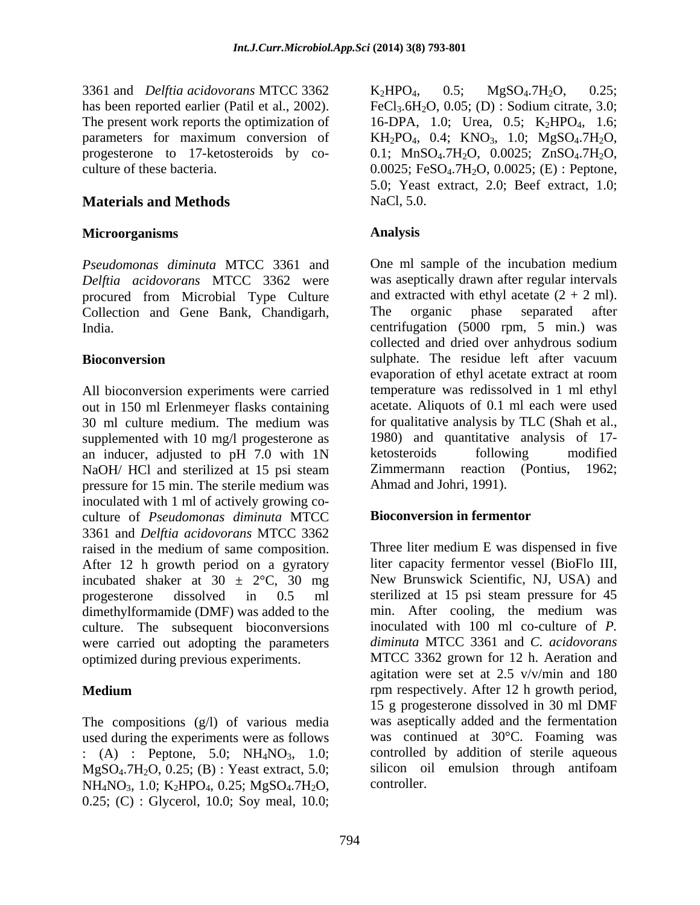3361 and *Delftia acidovorans* MTCC 3362 has been reported earlier (Patil et al., 2002). The present work reports the optimization of parameters for maximum conversion of progesterone to 17-ketosteroids by co-culture of these bacteria.

## Materials and Methods

### Microorganisms

*Pseudomonas diminuta* MTCC 3361 and *Delftia acidovorans* MTCC 3362 were procured from Microbial Type Culture Collection and Gene Bank, Chandigarh, India.

### Bioconversion

All bioconversion experiments were carried out in 150 ml Erlenmeyer flasks containing 30 ml culture medium. The medium was supplemented with 10 mg/l progesterone as an inducer, adjusted to pH 7.0 with 1N NaOH/ HCl and sterilized at 15 psi steam pressure for 15 min. The sterile medium was inoculated with 1 ml of actively growing co-culture of *Pseudomonas diminuta* MTCC 3361 and *Delftia acidovorans* MTCC 3362 raised in the medium of same composition. After 12 h growth period on a gyratory incubated shaker at 30 ± 2°C, 30 mg progesterone dissolved in 0.5 ml dimethylformamide (DMF) was added to the culture. The subsequent bioconversions were carried out adopting the parameters optimized during previous experiments.

### Medium

The compositions (g/l) of various media used during the experiments were as follows : (A) : Peptone, 5.0; $NH_4NO_3$, 1.0; $MgSO_4.7H_2O$, 0.25; (B) : Yeast extract, 5.0; $NH_4NO_3$, 1.0; $K_2HPO_4$, 0.25; $MgSO_4.7H_2O$, 0.25; (C) : Glycerol, 10.0; Soy meal, 10.0; $K_2HPO_4$, 0.5; $MgSO_4.7H_2O$, 0.25; $FeCl_3.6H_2O$, 0.05; (D) : Sodium citrate, 3.0; 16-DPA, 1.0; Urea, 0.5; $K_2HPO_4$, 1.6; $KH_2PO_4$, 0.4; $KNO_3$, 1.0; $MgSO_4.7H_2O$, 0.1; $MnSO_4.7H_2O$, 0.0025; $ZnSO_4.7H_2O$, 0.0025; $FeSO_4.7H_2O$, 0.0025; (E) : Peptone, 5.0; Yeast extract, 2.0; Beef extract, 1.0; NaCl, 5.0.

### Analysis

One ml sample of the incubation medium was aseptically drawn after regular intervals and extracted with ethyl acetate (2 + 2 ml). The organic phase separated after centrifugation (5000 rpm, 5 min.) was collected and dried over anhydrous sodium sulphate. The residue left after vacuum evaporation of ethyl acetate extract at room temperature was redissolved in 1 ml ethyl acetate. Aliquots of 0.1 ml each were used for qualitative analysis by TLC (Shah et al., 1980) and quantitative analysis of 17-ketosteroids following modified Zimmermann reaction (Pontius, 1962; Ahmad and Johri, 1991).

### Bioconversion in fermentor

Three liter medium E was dispensed in five liter capacity fermentor vessel (BioFlo III, New Brunswick Scientific, NJ, USA) and sterilized at 15 psi steam pressure for 45 min. After cooling, the medium was inoculated with 100 ml co-culture of *P. diminuta* MTCC 3361 and *C. acidovorans* MTCC 3362 grown for 12 h. Aeration and agitation were set at 2.5 v/v/min and 180 rpm respectively. After 12 h growth period, 15 g progesterone dissolved in 30 ml DMF was aseptically added and the fermentation was continued at 30°C. Foaming was controlled by addition of sterile aqueous silicon oil emulsion through antifoam controller.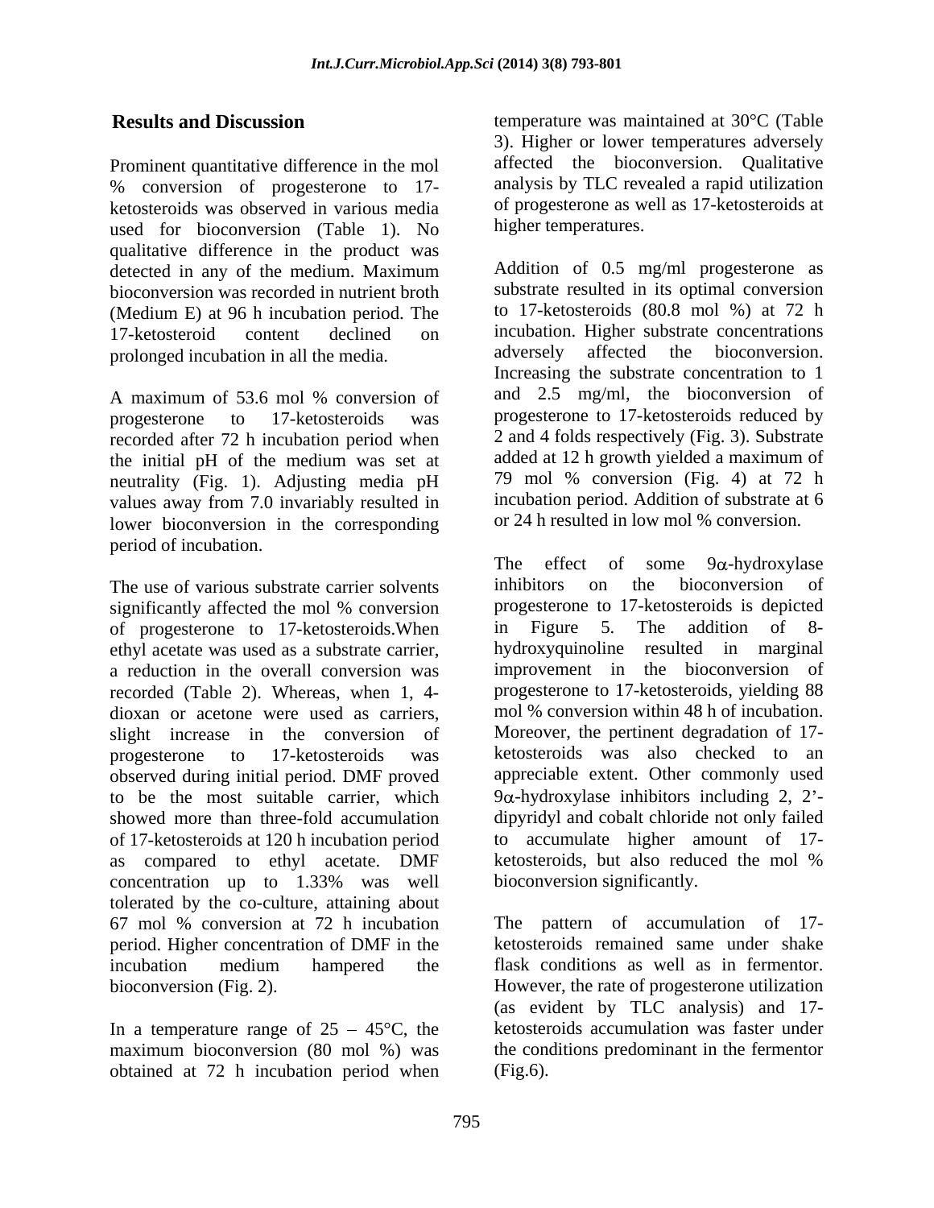## Results and Discussion

Prominent quantitative difference in the mol % conversion of progesterone to 17-ketosteroids was observed in various media used for bioconversion (Table 1). No qualitative difference in the product was detected in any of the medium. Maximum bioconversion was recorded in nutrient broth (Medium E) at 96 h incubation period. The 17-ketosteroid content declined on prolonged incubation in all the media.

A maximum of 53.6 mol % conversion of progesterone to 17-ketosteroids was recorded after 72 h incubation period when the initial pH of the medium was set at neutrality (Fig. 1). Adjusting media pH values away from 7.0 invariably resulted in lower bioconversion in the corresponding period of incubation.

The use of various substrate carrier solvents significantly affected the mol % conversion of progesterone to 17-ketosteroids.When ethyl acetate was used as a substrate carrier, a reduction in the overall conversion was recorded (Table 2). Whereas, when 1, 4-dioxan or acetone were used as carriers, slight increase in the conversion of progesterone to 17-ketosteroids was observed during initial period. DMF proved to be the most suitable carrier, which showed more than three-fold accumulation of 17-ketosteroids at 120 h incubation period as compared to ethyl acetate. DMF concentration up to 1.33% was well tolerated by the co-culture, attaining about 67 mol % conversion at 72 h incubation period. Higher concentration of DMF in the incubation medium hampered the bioconversion (Fig. 2).

In a temperature range of 25 – 45°C, the maximum bioconversion (80 mol %) was obtained at 72 h incubation period when temperature was maintained at 30°C (Table 3). Higher or lower temperatures adversely affected the bioconversion. Qualitative analysis by TLC revealed a rapid utilization of progesterone as well as 17-ketosteroids at higher temperatures.

Addition of 0.5 mg/ml progesterone as substrate resulted in its optimal conversion to 17-ketosteroids (80.8 mol %) at 72 h incubation. Higher substrate concentrations adversely affected the bioconversion. Increasing the substrate concentration to 1 and 2.5 mg/ml, the bioconversion of progesterone to 17-ketosteroids reduced by 2 and 4 folds respectively (Fig. 3). Substrate added at 12 h growth yielded a maximum of 79 mol % conversion (Fig. 4) at 72 h incubation period. Addition of substrate at 6 or 24 h resulted in low mol % conversion.

The effect of some 9$\alpha$-hydroxylase inhibitors on the bioconversion of progesterone to 17-ketosteroids is depicted in Figure 5. The addition of 8-hydroxyquinoline resulted in marginal improvement in the bioconversion of progesterone to 17-ketosteroids, yielding 88 mol % conversion within 48 h of incubation. Moreover, the pertinent degradation of 17-ketosteroids was also checked to an appreciable extent. Other commonly used 9$\alpha$-hydroxylase inhibitors including 2, 2'-dipyridyl and cobalt chloride not only failed to accumulate higher amount of 17-ketosteroids, but also reduced the mol % bioconversion significantly.

The pattern of accumulation of 17-ketosteroids remained same under shake flask conditions as well as in fermentor. However, the rate of progesterone utilization (as evident by TLC analysis) and 17-ketosteroids accumulation was faster under the conditions predominant in the fermentor (Fig.6).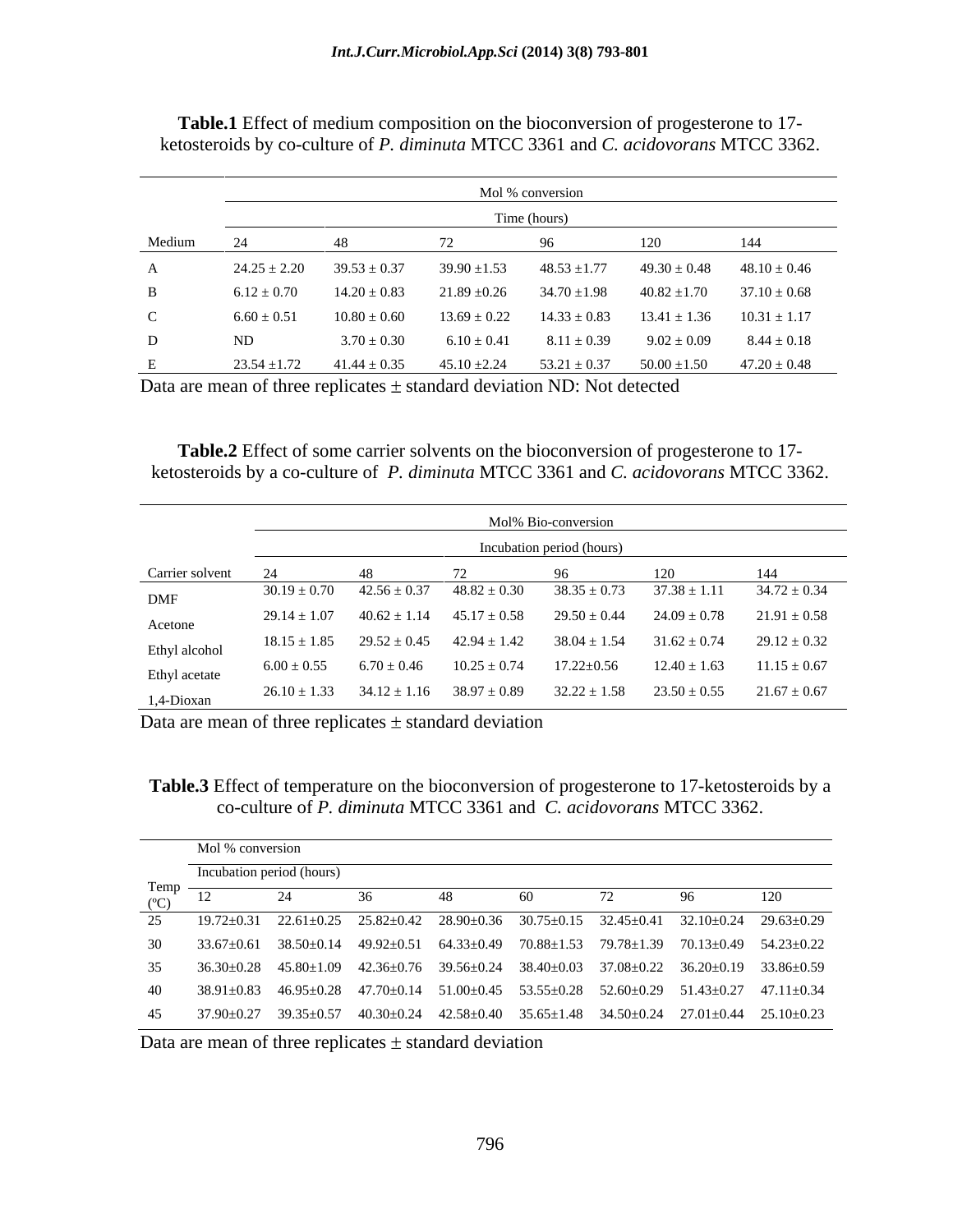**Table.1** Effect of medium composition on the bioconversion of progesterone to 17-ketosteroids by co-culture of *P. diminuta* MTCC 3361 and *C. acidovorans* MTCC 3362.

| | Mol % conversion | | | | | |
|---|---|---|---|---|---|---|
| | Time (hours) | | | | | |
| Medium | 24 | 48 | 72 | 96 | 120 | 144 |
| A | 24.25 ± 2.20 | 39.53 ± 0.37 | 39.90 ±1.53 | 48.53 ±1.77 | 49.30 ± 0.48 | 48.10 ± 0.46 |
| B | 6.12 ± 0.70 | 14.20 ± 0.83 | 21.89 ±0.26 | 34.70 ±1.98 | 40.82 ±1.70 | 37.10 ± 0.68 |
| C | 6.60 ± 0.51 | 10.80 ± 0.60 | 13.69 ± 0.22 | 14.33 ± 0.83 | 13.41 ± 1.36 | 10.31 ± 1.17 |
| D | ND | 3.70 ± 0.30 | 6.10 ± 0.41 | 8.11 ± 0.39 | 9.02 ± 0.09 | 8.44 ± 0.18 |
| E | 23.54 ±1.72 | 41.44 ± 0.35 | 45.10 ±2.24 | 53.21 ± 0.37 | 50.00 ±1.50 | 47.20 ± 0.48 |

Data are mean of three replicates ± standard deviation ND: Not detected

**Table.2** Effect of some carrier solvents on the bioconversion of progesterone to 17-ketosteroids by a co-culture of *P. diminuta* MTCC 3361 and *C. acidovorans* MTCC 3362.

| | Mol% Bio-conversion | | | | | |
|---|---|---|---|---|---|---|
| | Incubation period (hours) | | | | | |
| Carrier solvent | 24 | 48 | 72 | 96 | 120 | 144 |
| DMF | 30.19 ± 0.70 | 42.56 ± 0.37 | 48.82 ± 0.30 | 38.35 ± 0.73 | 37.38 ± 1.11 | 34.72 ± 0.34 |
| Acetone | 29.14 ± 1.07 | 40.62 ± 1.14 | 45.17 ± 0.58 | 29.50 ± 0.44 | 24.09 ± 0.78 | 21.91 ± 0.58 |
| Ethyl alcohol | 18.15 ± 1.85 | 29.52 ± 0.45 | 42.94 ± 1.42 | 38.04 ± 1.54 | 31.62 ± 0.74 | 29.12 ± 0.32 |
| Ethyl acetate | 6.00 ± 0.55 | 6.70 ± 0.46 | 10.25 ± 0.74 | 17.22±0.56 | 12.40 ± 1.63 | 11.15 ± 0.67 |
| 1,4-Dioxan | 26.10 ± 1.33 | 34.12 ± 1.16 | 38.97 ± 0.89 | 32.22 ± 1.58 | 23.50 ± 0.55 | 21.67 ± 0.67 |

Data are mean of three replicates ± standard deviation

**Table.3** Effect of temperature on the bioconversion of progesterone to 17-ketosteroids by a co-culture of *P. diminuta* MTCC 3361 and *C. acidovorans* MTCC 3362.

| | Mol % conversion | | | | | | | |
|---|---|---|---|---|---|---|---|---|
| | Incubation period (hours) | | | | | | | |
| Temp (ºC) | 12 | 24 | 36 | 48 | 60 | 72 | 96 | 120 |
| 25 | 19.72±0.31 | 22.61±0.25 | 25.82±0.42 | 28.90±0.36 | 30.75±0.15 | 32.45±0.41 | 32.10±0.24 | 29.63±0.29 |
| 30 | 33.67±0.61 | 38.50±0.14 | 49.92±0.51 | 64.33±0.49 | 70.88±1.53 | 79.78±1.39 | 70.13±0.49 | 54.23±0.22 |
| 35 | 36.30±0.28 | 45.80±1.09 | 42.36±0.76 | 39.56±0.24 | 38.40±0.03 | 37.08±0.22 | 36.20±0.19 | 33.86±0.59 |
| 40 | 38.91±0.83 | 46.95±0.28 | 47.70±0.14 | 51.00±0.45 | 53.55±0.28 | 52.60±0.29 | 51.43±0.27 | 47.11±0.34 |
| 45 | 37.90±0.27 | 39.35±0.57 | 40.30±0.24 | 42.58±0.40 | 35.65±1.48 | 34.50±0.24 | 27.01±0.44 | 25.10±0.23 |

Data are mean of three replicates ± standard deviation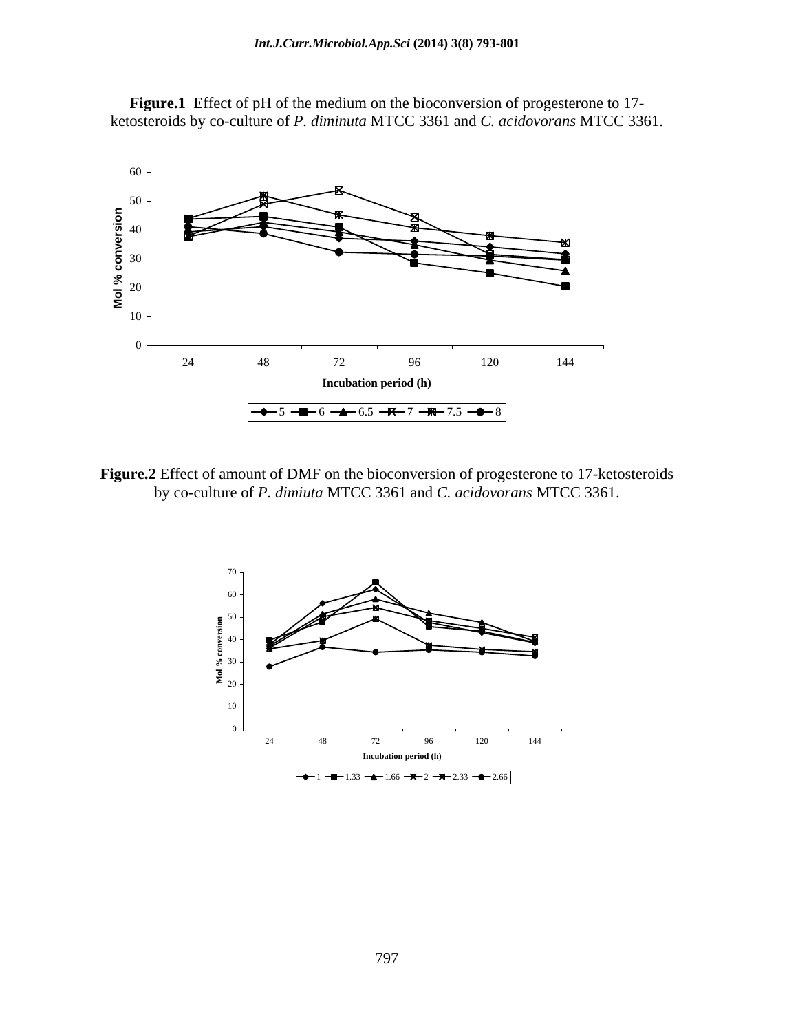**Figure.1** Effect of pH of the medium on the bioconversion of progesterone to 17-ketosteroids by co-culture of *P. diminuta* MTCC 3361 and *C. acidovorans* MTCC 3361.

**Figure.2** Effect of amount of DMF on the bioconversion of progesterone to 17-ketosteroids by co-culture of *P. dimiuta* MTCC 3361 and *C. acidovorans* MTCC 3361.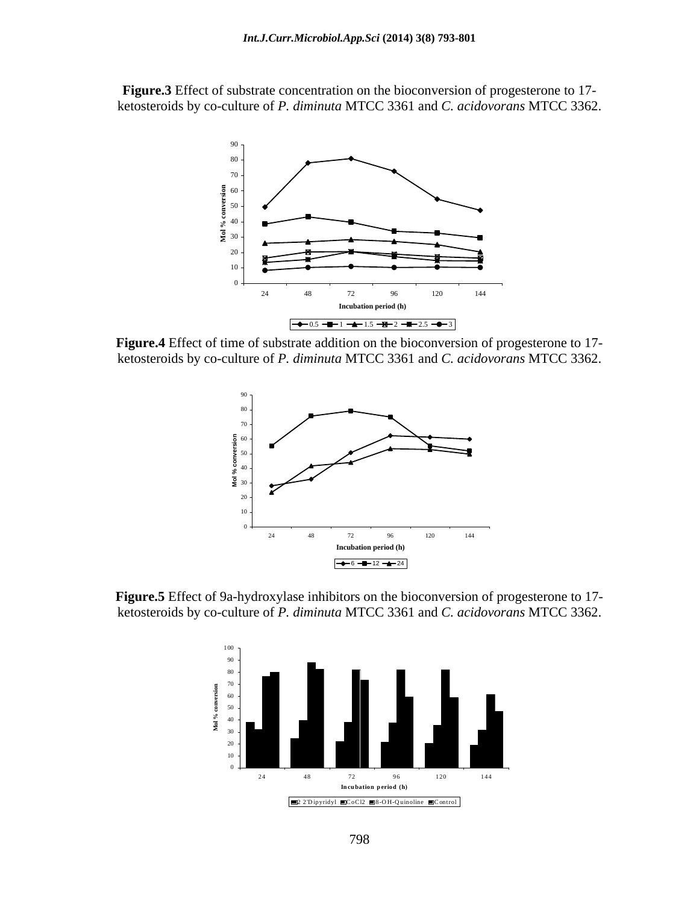**Figure.3** Effect of substrate concentration on the bioconversion of progesterone to 17-ketosteroids by co-culture of *P. diminuta* MTCC 3361 and *C. acidovorans* MTCC 3362.

**Figure.4** Effect of time of substrate addition on the bioconversion of progesterone to 17-ketosteroids by co-culture of *P. diminuta* MTCC 3361 and *C. acidovorans* MTCC 3362.

**Figure.5** Effect of 9a-hydroxylase inhibitors on the bioconversion of progesterone to 17-ketosteroids by co-culture of *P. diminuta* MTCC 3361 and *C. acidovorans* MTCC 3362.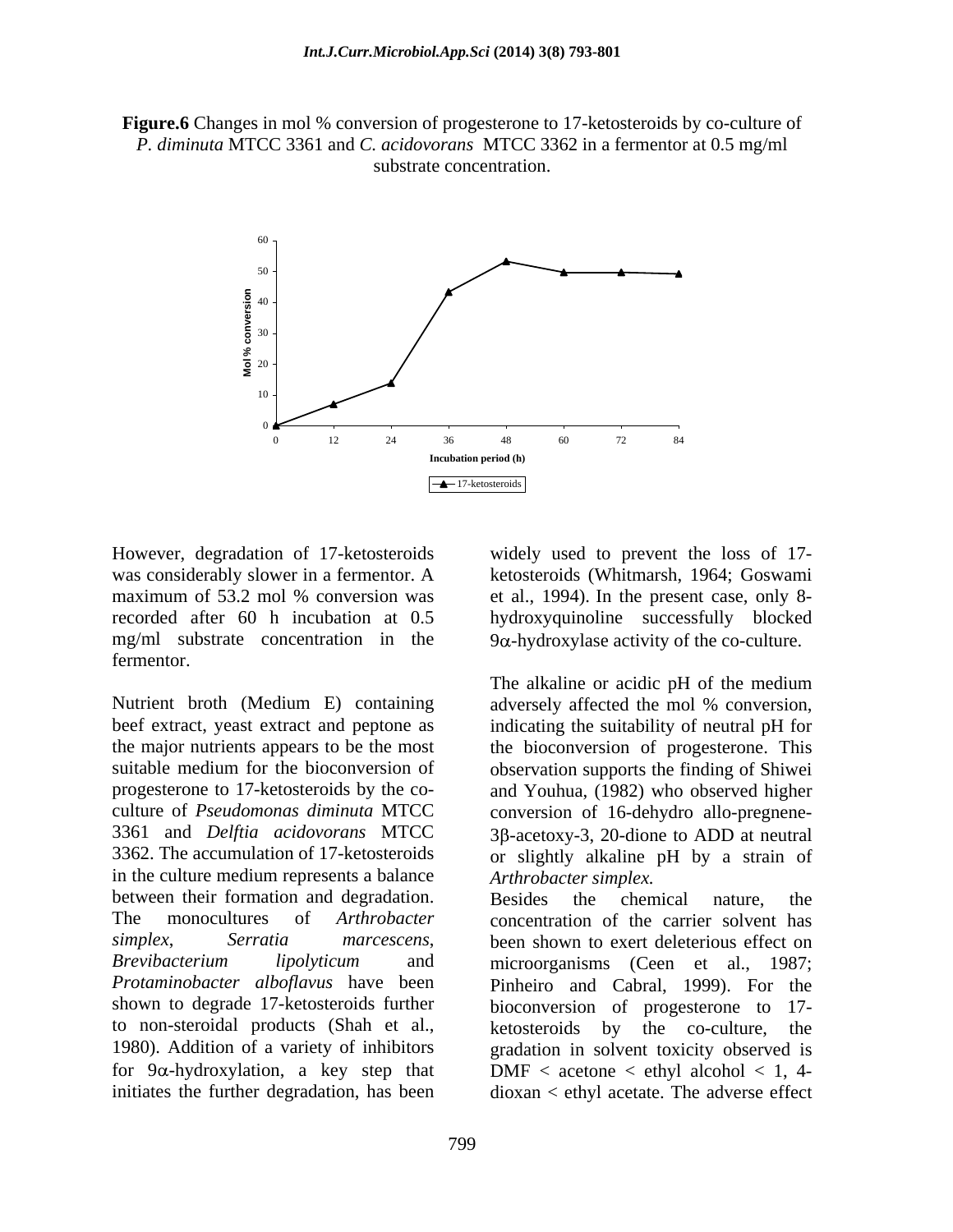**Figure.6** Changes in mol % conversion of progesterone to 17-ketosteroids by co-culture of *P. diminuta* MTCC 3361 and *C. acidovorans* MTCC 3362 in a fermentor at 0.5 mg/ml substrate concentration.

However, degradation of 17-ketosteroids was considerably slower in a fermentor. A maximum of 53.2 mol % conversion was recorded after 60 h incubation at 0.5 mg/ml substrate concentration in the fermentor.

Nutrient broth (Medium E) containing beef extract, yeast extract and peptone as the major nutrients appears to be the most suitable medium for the bioconversion of progesterone to 17-ketosteroids by the co-culture of *Pseudomonas diminuta* MTCC 3361 and *Delftia acidovorans* MTCC 3362. The accumulation of 17-ketosteroids in the culture medium represents a balance between their formation and degradation. The monocultures of *Arthrobacter simplex*, *Serratia marcescens*, *Brevibacterium lipolyticum* and *Protaminobacter alboflavus* have been shown to degrade 17-ketosteroids further to non-steroidal products (Shah et al., 1980). Addition of a variety of inhibitors for 9α-hydroxylation, a key step that initiates the further degradation, has been widely used to prevent the loss of 17-ketosteroids (Whitmarsh, 1964; Goswami et al., 1994). In the present case, only 8-hydroxyquinoline successfully blocked 9α-hydroxylase activity of the co-culture.

The alkaline or acidic pH of the medium adversely affected the mol % conversion, indicating the suitability of neutral pH for the bioconversion of progesterone. This observation supports the finding of Shiwei and Youhua, (1982) who observed higher conversion of 16-dehydro allo-pregnene-3β-acetoxy-3, 20-dione to ADD at neutral or slightly alkaline pH by a strain of *Arthrobacter simplex.*

Besides the chemical nature, the concentration of the carrier solvent has been shown to exert deleterious effect on microorganisms (Ceen et al., 1987; Pinheiro and Cabral, 1999). For the bioconversion of progesterone to 17-ketosteroids by the co-culture, the gradation in solvent toxicity observed is DMF < acetone < ethyl alcohol < 1, 4-dioxan < ethyl acetate. The adverse effect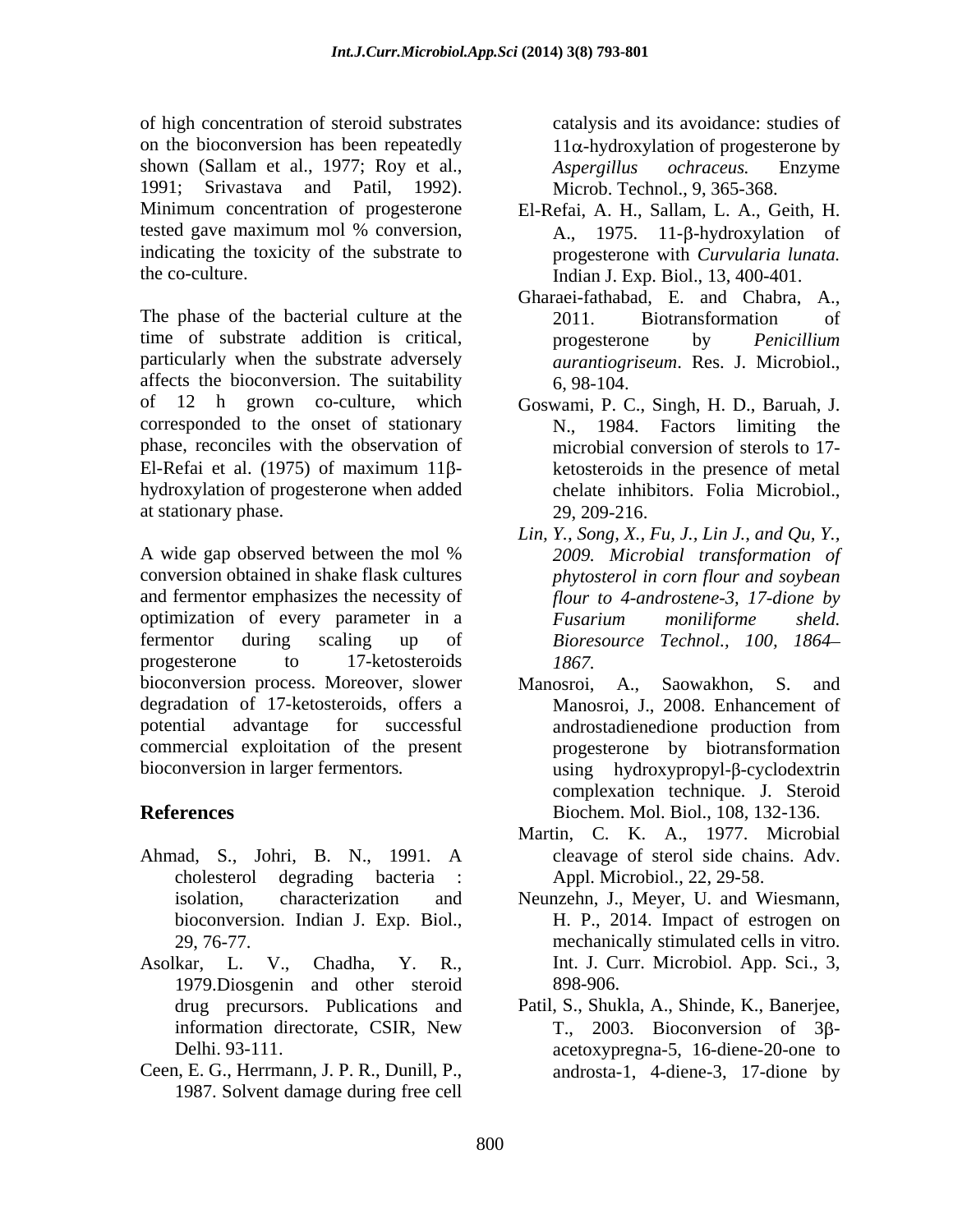of high concentration of steroid substrates on the bioconversion has been repeatedly shown (Sallam et al., 1977; Roy et al., 1991; Srivastava and Patil, 1992). Minimum concentration of progesterone tested gave maximum mol % conversion, indicating the toxicity of the substrate to the co-culture.

The phase of the bacterial culture at the time of substrate addition is critical, particularly when the substrate adversely affects the bioconversion. The suitability of 12 h grown co-culture, which corresponded to the onset of stationary phase, reconciles with the observation of El-Refai et al. (1975) of maximum 11β-hydroxylation of progesterone when added at stationary phase.

A wide gap observed between the mol % conversion obtained in shake flask cultures and fermentor emphasizes the necessity of optimization of every parameter in a fermentor during scaling up of progesterone to 17-ketosteroids bioconversion process. Moreover, slower degradation of 17-ketosteroids, offers a potential advantage for successful commercial exploitation of the present bioconversion in larger fermentors.

## References

- Ahmad, S., Johri, B. N., 1991. A cholesterol degrading bacteria : isolation, characterization and bioconversion. Indian J. Exp. Biol., 29, 76-77.
- Asolkar, L. V., Chadha, Y. R., 1979.Diosgenin and other steroid drug precursors. Publications and information directorate, CSIR, New Delhi. 93-111.
- Ceen, E. G., Herrmann, J. P. R., Dunill, P., 1987. Solvent damage during free cell catalysis and its avoidance: studies of 11α-hydroxylation of progesterone by *Aspergillus ochraceus.* Enzyme Microb. Technol., 9, 365-368.
- El-Refai, A. H., Sallam, L. A., Geith, H. A., 1975. 11-β-hydroxylation of progesterone with *Curvularia lunata.* Indian J. Exp. Biol., 13, 400-401.
- Gharaei-fathabad, E. and Chabra, A., 2011. Biotransformation of progesterone by *Penicillium aurantiogriseum*. Res. J. Microbiol., 6, 98-104.
- Goswami, P. C., Singh, H. D., Baruah, J. N., 1984. Factors limiting the microbial conversion of sterols to 17-ketosteroids in the presence of metal chelate inhibitors. Folia Microbiol., 29, 209-216.
- *Lin, Y., Song, X., Fu, J., Lin J., and Qu, Y., 2009. Microbial transformation of phytosterol in corn flour and soybean flour to 4-androstene-3, 17-dione by Fusarium moniliforme sheld. Bioresource Technol., 100, 1864–1867.*
- Manosroi, A., Saowakhon, S. and Manosroi, J., 2008. Enhancement of androstadienedione production from progesterone by biotransformation using hydroxypropyl-β-cyclodextrin complexation technique. J. Steroid Biochem. Mol. Biol., 108, 132-136.
- Martin, C. K. A., 1977. Microbial cleavage of sterol side chains. Adv. Appl. Microbiol., 22, 29-58.
- Neunzehn, J., Meyer, U. and Wiesmann, H. P., 2014. Impact of estrogen on mechanically stimulated cells in vitro. Int. J. Curr. Microbiol. App. Sci., 3, 898-906.
- Patil, S., Shukla, A., Shinde, K., Banerjee, T., 2003. Bioconversion of 3β-acetoxypregna-5, 16-diene-20-one to androsta-1, 4-diene-3, 17-dione by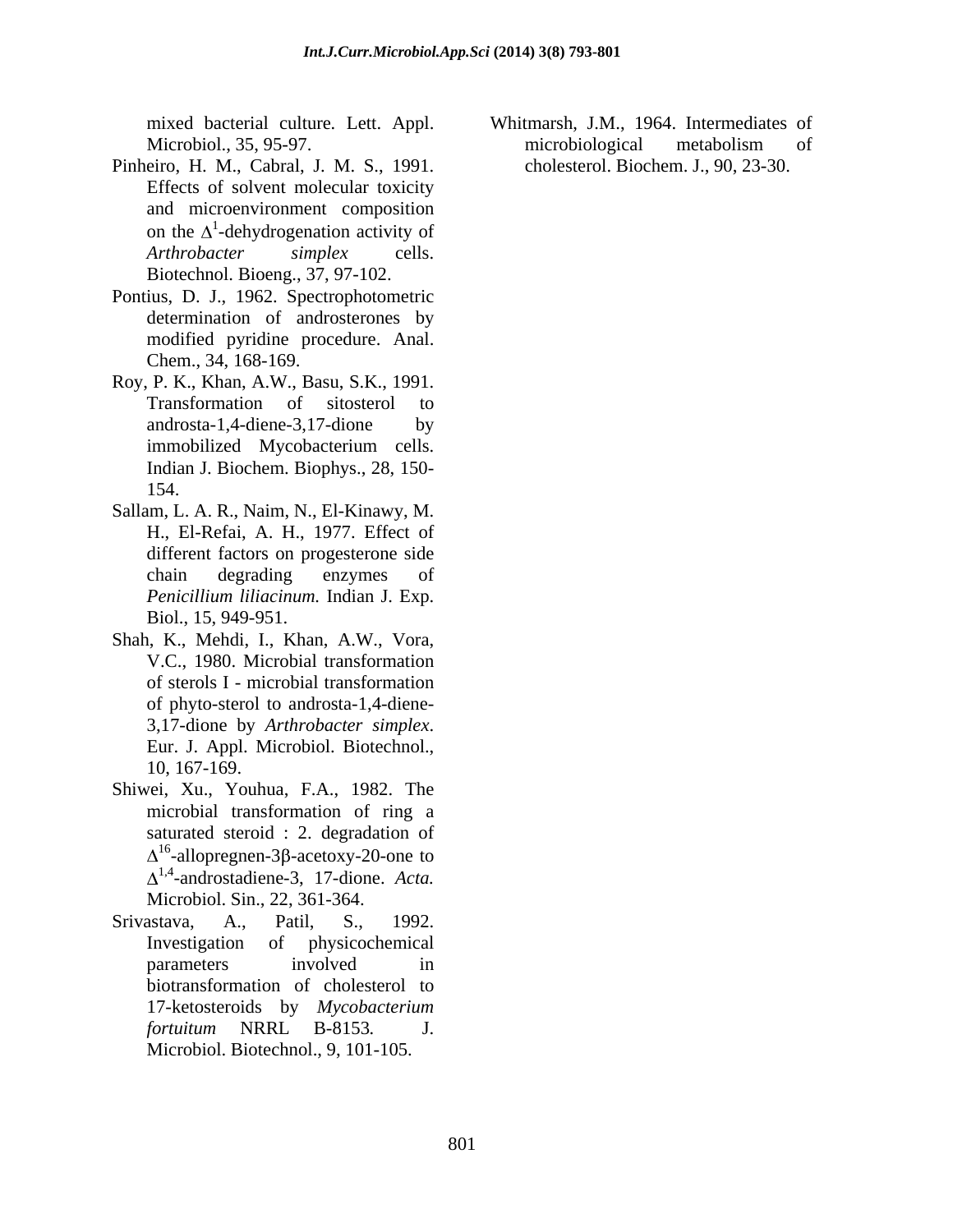mixed bacterial culture. Lett. Appl. Microbiol., 35, 95-97.

Pinheiro, H. M., Cabral, J. M. S., 1991. Effects of solvent molecular toxicity and microenvironment composition on the $\Delta^1$-dehydrogenation activity of *Arthrobacter simplex* cells. Biotechnol. Bioeng., 37, 97-102.

Pontius, D. J., 1962. Spectrophotometric determination of androsterones by modified pyridine procedure. Anal. Chem., 34, 168-169.

Roy, P. K., Khan, A.W., Basu, S.K., 1991. Transformation of sitosterol to androsta-1,4-diene-3,17-dione by immobilized Mycobacterium cells. Indian J. Biochem. Biophys., 28, 150-154.

Sallam, L. A. R., Naim, N., El-Kinawy, M. H., El-Refai, A. H., 1977. Effect of different factors on progesterone side chain degrading enzymes of *Penicillium liliacinum.* Indian J. Exp. Biol., 15, 949-951.

Shah, K., Mehdi, I., Khan, A.W., Vora, V.C., 1980. Microbial transformation of sterols I - microbial transformation of phyto-sterol to androsta-1,4-diene-3,17-dione by *Arthrobacter simplex.* Eur. J. Appl. Microbiol. Biotechnol., 10, 167-169.

Shiwei, Xu., Youhua, F.A., 1982. The microbial transformation of ring a saturated steroid : 2. degradation of $\Delta^{16}$-allopregnen-3$\beta$-acetoxy-20-one to $\Delta^{1,4}$-androstadiene-3, 17-dione. *Acta.* Microbiol. Sin., 22, 361-364.

Srivastava, A., Patil, S., 1992. Investigation of physicochemical parameters involved in biotransformation of cholesterol to 17-ketosteroids by *Mycobacterium fortuitum* NRRL B-8153. J. Microbiol. Biotechnol., 9, 101-105.

Whitmarsh, J.M., 1964. Intermediates of microbiological metabolism of cholesterol. Biochem. J., 90, 23-30.